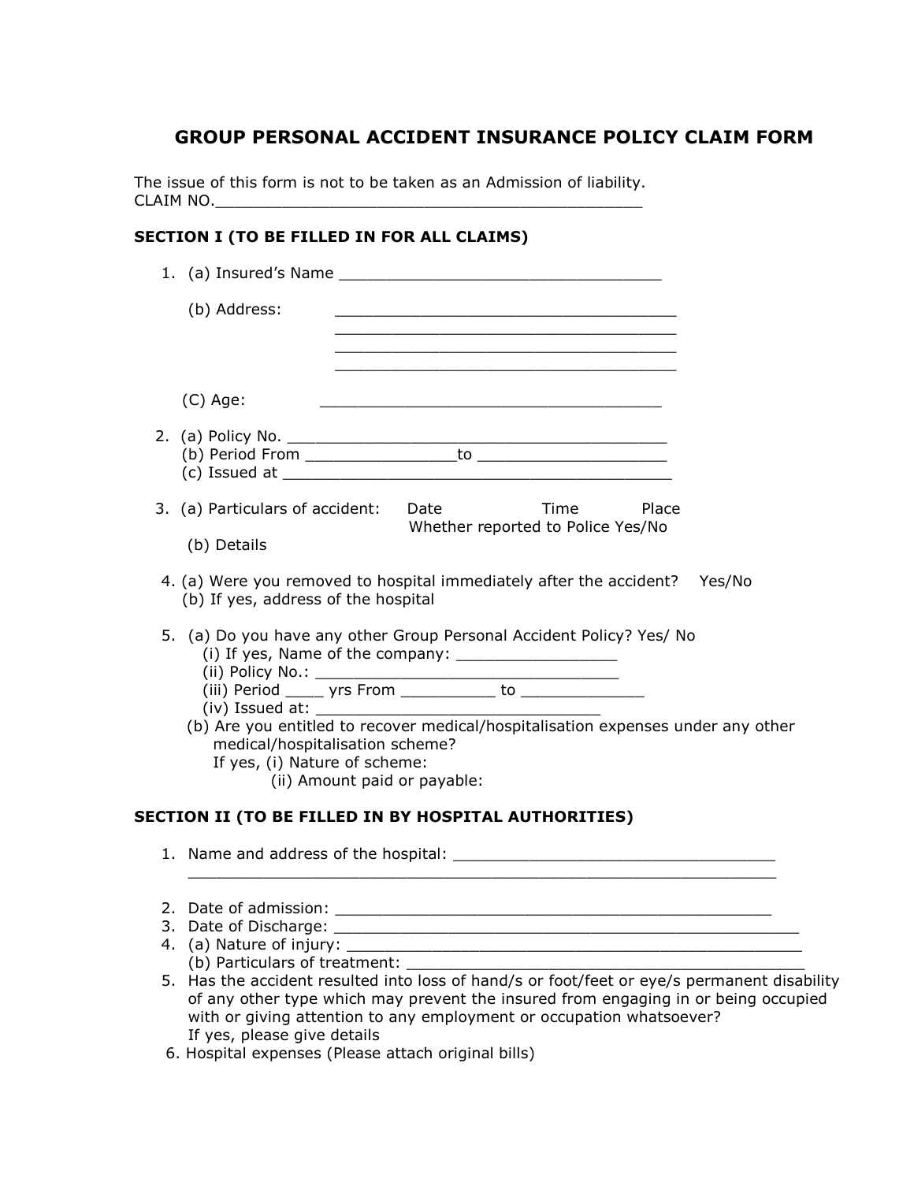# GROUP PERSONAL ACCIDENT INSURANCE POLICY CLAIM FORM

The issue of this form is not to be taken as an Admission of liability.
CLAIM NO.____________________________________________

## SECTION I (TO BE FILLED IN FOR ALL CLAIMS)

1. (a) Insured's Name __________________________________

   (b) Address: ____________________________________
   ____________________________________
   ____________________________________
   ____________________________________

   (C) Age: ____________________________________

2. (a) Policy No. ________________________________________
   (b) Period From _______________to ___________________
   (c) Issued at _________________________________________

3. (a) Particulars of accident: Date Time Place
   Whether reported to Police Yes/No
   (b) Details

4. (a) Were you removed to hospital immediately after the accident? Yes/No
   (b) If yes, address of the hospital

5. (a) Do you have any other Group Personal Accident Policy? Yes/ No
   (i) If yes, Name of the company: ________________
   (ii) Policy No.: ________________________________
   (iii) Period ____ yrs From __________ to _____________
   (iv) Issued at: ______________________________
   (b) Are you entitled to recover medical/hospitalisation expenses under any other medical/hospitalisation scheme?
   If yes, (i) Nature of scheme:
   (ii) Amount paid or payable:

## SECTION II (TO BE FILLED IN BY HOSPITAL AUTHORITIES)

1. Name and address of the hospital: __________________________________
   ____________________________________________________________
2. Date of admission: ______________________________________________
3. Date of Discharge: ________________________________________________
4. (a) Nature of injury: ________________________________________________
   (b) Particulars of treatment: ___________________________________________
5. Has the accident resulted into loss of hand/s or foot/feet or eye/s permanent disability of any other type which may prevent the insured from engaging in or being occupied with or giving attention to any employment or occupation whatsoever?
   If yes, please give details
6. Hospital expenses (Please attach original bills)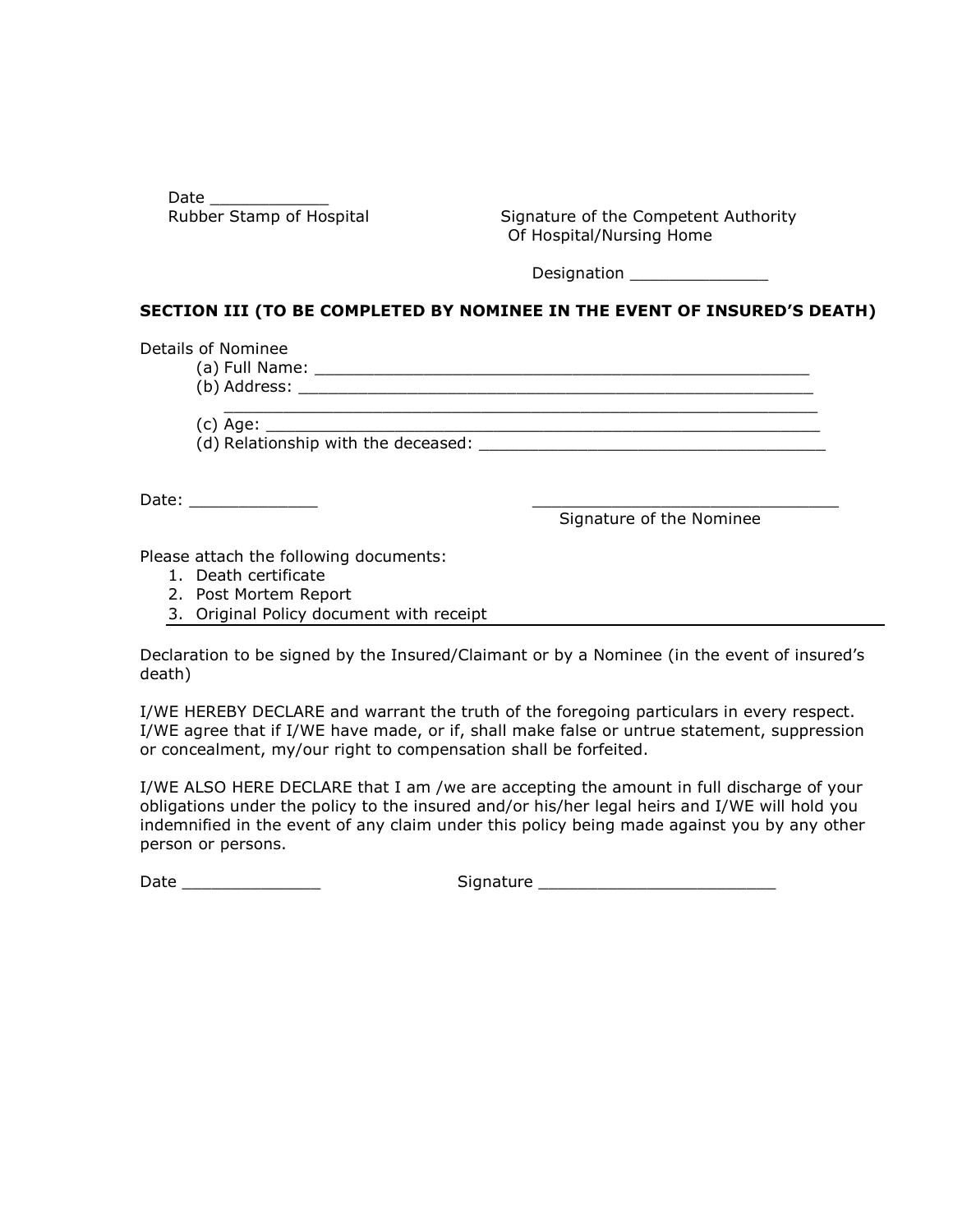Date ____________

Rubber Stamp of Hospital

Signature of the Competent Authority
Of Hospital/Nursing Home

Designation ______________

**SECTION III (TO BE COMPLETED BY NOMINEE IN THE EVENT OF INSURED'S DEATH)**

Details of Nominee

(a) Full Name: ____________________________________________________

(b) Address: ______________________________________________________

______________________________________________________________

(c) Age: _________________________________________________________

(d) Relationship with the deceased: ____________________________________

Date: _____________

_________________________________
Signature of the Nominee

Please attach the following documents:

1. Death certificate
2. Post Mortem Report
3. Original Policy document with receipt

---

Declaration to be signed by the Insured/Claimant or by a Nominee (in the event of insured's death)

I/WE HEREBY DECLARE and warrant the truth of the foregoing particulars in every respect. I/WE agree that if I/WE have made, or if, shall make false or untrue statement, suppression or concealment, my/our right to compensation shall be forfeited.

I/WE ALSO HERE DECLARE that I am /we are accepting the amount in full discharge of your obligations under the policy to the insured and/or his/her legal heirs and I/WE will hold you indemnified in the event of any claim under this policy being made against you by any other person or persons.

Date ______________ Signature ________________________